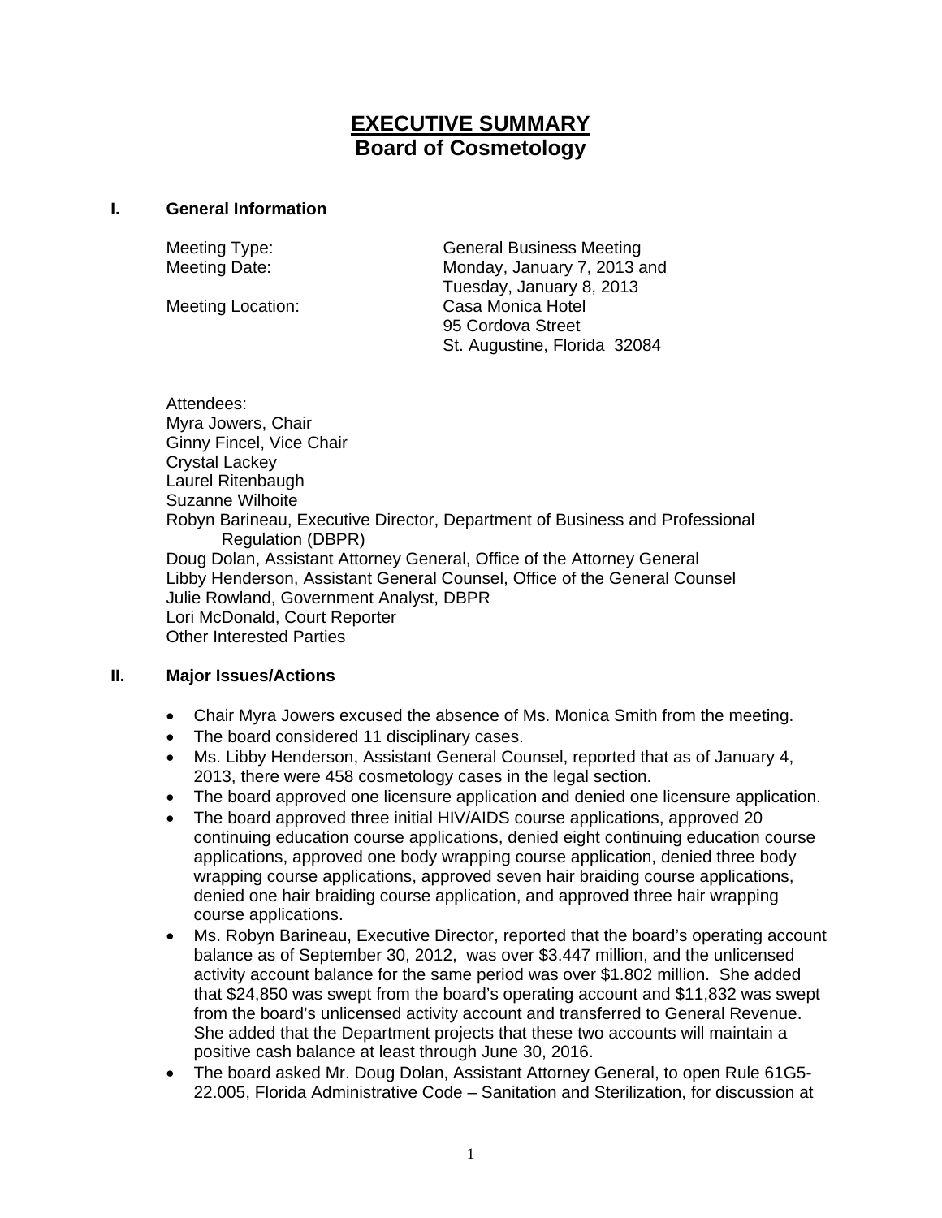# EXECUTIVE SUMMARY
## Board of Cosmetology

### I. General Information

Meeting Type: General Business Meeting
Meeting Date: Monday, January 7, 2013 and Tuesday, January 8, 2013
Meeting Location: Casa Monica Hotel
95 Cordova Street
St. Augustine, Florida 32084

Attendees:
Myra Jowers, Chair
Ginny Fincel, Vice Chair
Crystal Lackey
Laurel Ritenbaugh
Suzanne Wilhoite
Robyn Barineau, Executive Director, Department of Business and Professional Regulation (DBPR)
Doug Dolan, Assistant Attorney General, Office of the Attorney General
Libby Henderson, Assistant General Counsel, Office of the General Counsel
Julie Rowland, Government Analyst, DBPR
Lori McDonald, Court Reporter
Other Interested Parties

### II. Major Issues/Actions

- Chair Myra Jowers excused the absence of Ms. Monica Smith from the meeting.
- The board considered 11 disciplinary cases.
- Ms. Libby Henderson, Assistant General Counsel, reported that as of January 4, 2013, there were 458 cosmetology cases in the legal section.
- The board approved one licensure application and denied one licensure application.
- The board approved three initial HIV/AIDS course applications, approved 20 continuing education course applications, denied eight continuing education course applications, approved one body wrapping course application, denied three body wrapping course applications, approved seven hair braiding course applications, denied one hair braiding course application, and approved three hair wrapping course applications.
- Ms. Robyn Barineau, Executive Director, reported that the board's operating account balance as of September 30, 2012, was over $3.447 million, and the unlicensed activity account balance for the same period was over $1.802 million. She added that $24,850 was swept from the board's operating account and $11,832 was swept from the board's unlicensed activity account and transferred to General Revenue. She added that the Department projects that these two accounts will maintain a positive cash balance at least through June 30, 2016.
- The board asked Mr. Doug Dolan, Assistant Attorney General, to open Rule 61G5-22.005, Florida Administrative Code – Sanitation and Sterilization, for discussion at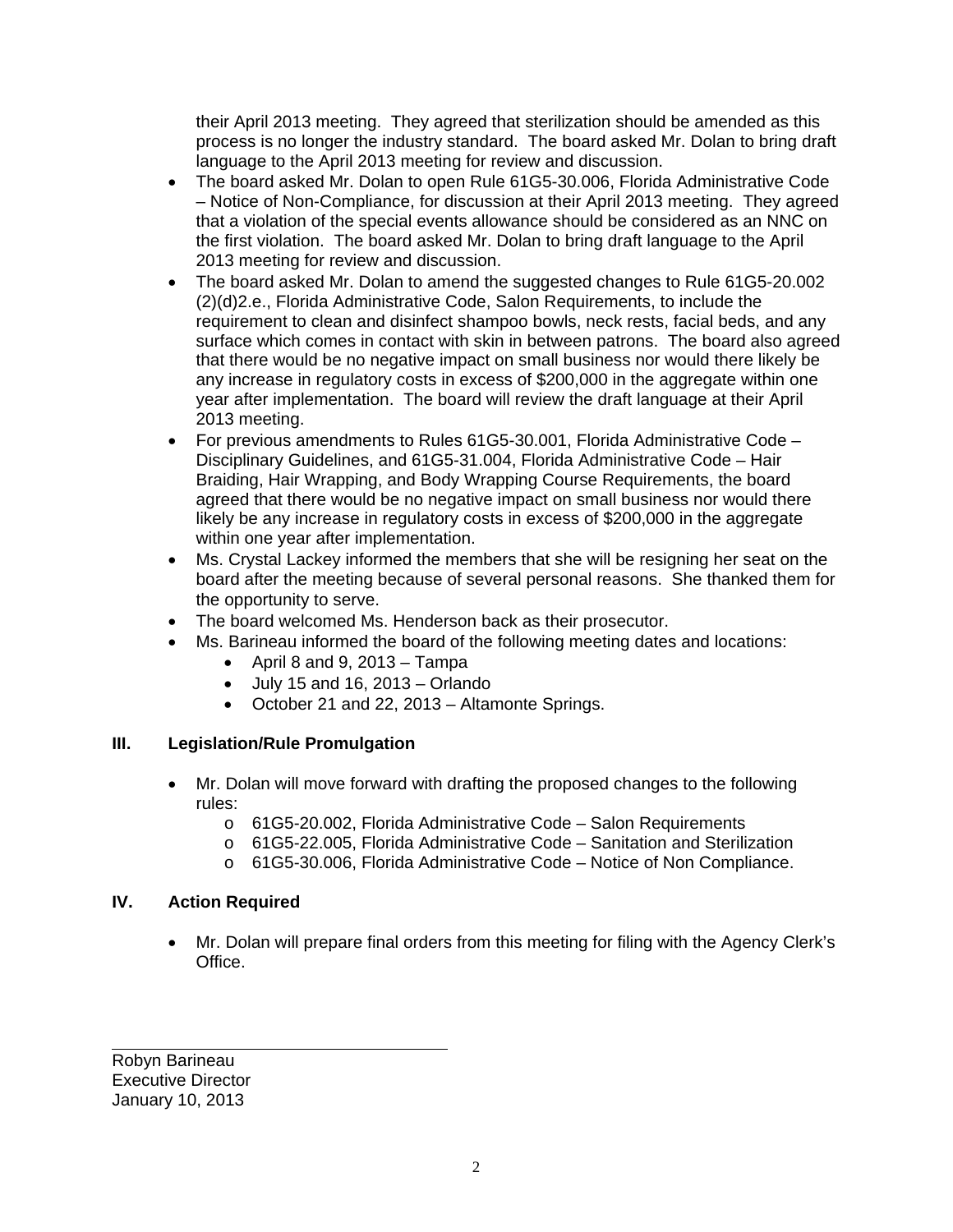their April 2013 meeting. They agreed that sterilization should be amended as this process is no longer the industry standard. The board asked Mr. Dolan to bring draft language to the April 2013 meeting for review and discussion.

- The board asked Mr. Dolan to open Rule 61G5-30.006, Florida Administrative Code – Notice of Non-Compliance, for discussion at their April 2013 meeting. They agreed that a violation of the special events allowance should be considered as an NNC on the first violation. The board asked Mr. Dolan to bring draft language to the April 2013 meeting for review and discussion.
- The board asked Mr. Dolan to amend the suggested changes to Rule 61G5-20.002 (2)(d)2.e., Florida Administrative Code, Salon Requirements, to include the requirement to clean and disinfect shampoo bowls, neck rests, facial beds, and any surface which comes in contact with skin in between patrons. The board also agreed that there would be no negative impact on small business nor would there likely be any increase in regulatory costs in excess of $200,000 in the aggregate within one year after implementation. The board will review the draft language at their April 2013 meeting.
- For previous amendments to Rules 61G5-30.001, Florida Administrative Code – Disciplinary Guidelines, and 61G5-31.004, Florida Administrative Code – Hair Braiding, Hair Wrapping, and Body Wrapping Course Requirements, the board agreed that there would be no negative impact on small business nor would there likely be any increase in regulatory costs in excess of $200,000 in the aggregate within one year after implementation.
- Ms. Crystal Lackey informed the members that she will be resigning her seat on the board after the meeting because of several personal reasons. She thanked them for the opportunity to serve.
- The board welcomed Ms. Henderson back as their prosecutor.
- Ms. Barineau informed the board of the following meeting dates and locations:
  - April 8 and 9, 2013 – Tampa
  - July 15 and 16, 2013 – Orlando
  - October 21 and 22, 2013 – Altamonte Springs.

## III. Legislation/Rule Promulgation

- Mr. Dolan will move forward with drafting the proposed changes to the following rules:
  - 61G5-20.002, Florida Administrative Code – Salon Requirements
  - 61G5-22.005, Florida Administrative Code – Sanitation and Sterilization
  - 61G5-30.006, Florida Administrative Code – Notice of Non Compliance.

## IV. Action Required

- Mr. Dolan will prepare final orders from this meeting for filing with the Agency Clerk's Office.

\_\_\_\_\_\_\_\_\_\_\_\_\_\_\_\_\_\_\_\_\_\_\_\_\_\_\_\_\_\_\_\_\_\_\_\_

Robyn Barineau
Executive Director
January 10, 2013